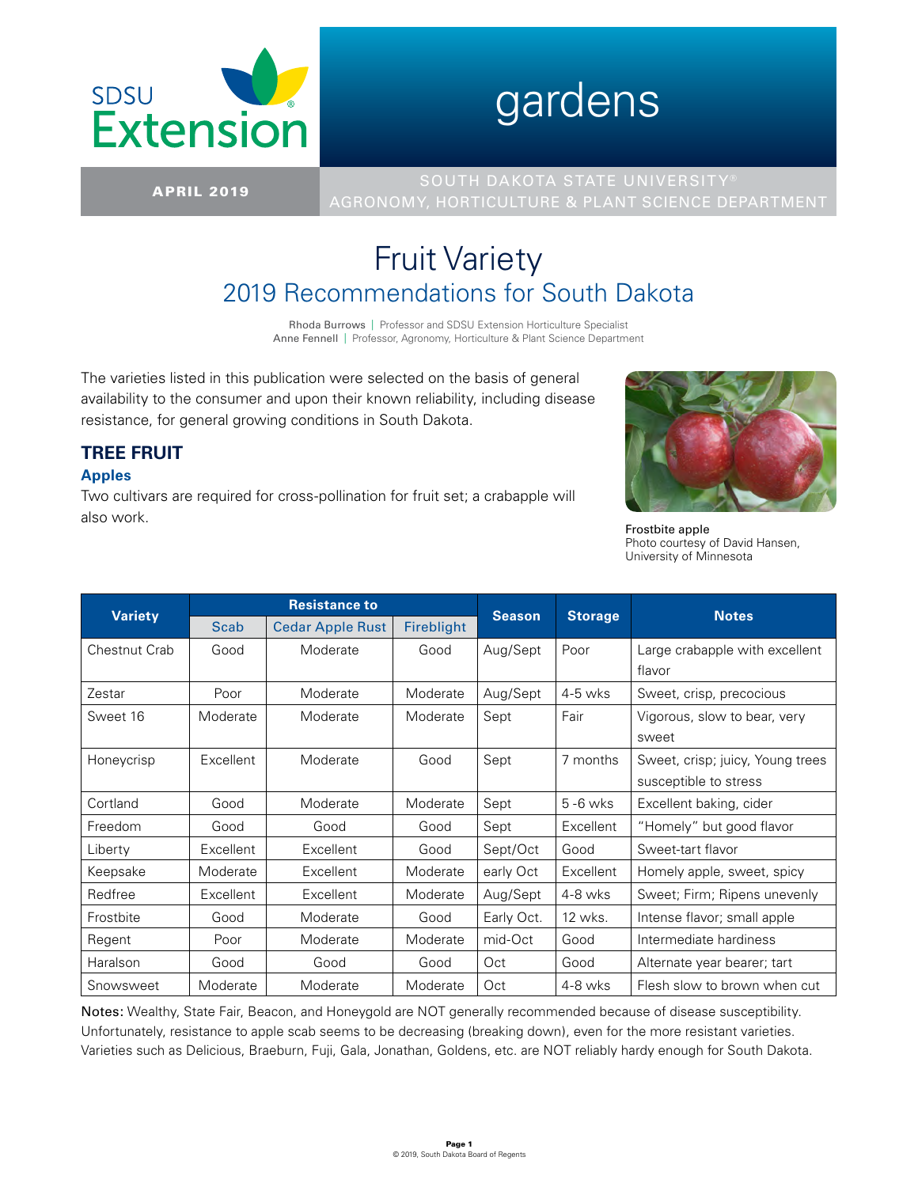SDSU Extension

# gardens

APRIL 2019

SOUTH DAKOTA STATE UNIVERSITY®
AGRONOMY, HORTICULTURE & PLANT SCIENCE DEPARTMENT

# Fruit Variety

## 2019 Recommendations for South Dakota

Rhoda Burrows | Professor and SDSU Extension Horticulture Specialist
Anne Fennell | Professor, Agronomy, Horticulture & Plant Science Department

The varieties listed in this publication were selected on the basis of general availability to the consumer and upon their known reliability, including disease resistance, for general growing conditions in South Dakota.

Frostbite apple
Photo courtesy of David Hansen, University of Minnesota

## TREE FRUIT

### Apples

Two cultivars are required for cross-pollination for fruit set; a crabapple will also work.

| Variety | Resistance to | | | Season | Storage | Notes |
|---|---|---|---|---|---|---|
| | Scab | Cedar Apple Rust | Fireblight | | | |
| Chestnut Crab | Good | Moderate | Good | Aug/Sept | Poor | Large crabapple with excellent flavor |
| Zestar | Poor | Moderate | Moderate | Aug/Sept | 4-5 wks | Sweet, crisp, precocious |
| Sweet 16 | Moderate | Moderate | Moderate | Sept | Fair | Vigorous, slow to bear, very sweet |
| Honeycrisp | Excellent | Moderate | Good | Sept | 7 months | Sweet, crisp; juicy, Young trees susceptible to stress |
| Cortland | Good | Moderate | Moderate | Sept | 5 -6 wks | Excellent baking, cider |
| Freedom | Good | Good | Good | Sept | Excellent | "Homely" but good flavor |
| Liberty | Excellent | Excellent | Good | Sept/Oct | Good | Sweet-tart flavor |
| Keepsake | Moderate | Excellent | Moderate | early Oct | Excellent | Homely apple, sweet, spicy |
| Redfree | Excellent | Excellent | Moderate | Aug/Sept | 4-8 wks | Sweet; Firm; Ripens unevenly |
| Frostbite | Good | Moderate | Good | Early Oct. | 12 wks. | Intense flavor; small apple |
| Regent | Poor | Moderate | Moderate | mid-Oct | Good | Intermediate hardiness |
| Haralson | Good | Good | Good | Oct | Good | Alternate year bearer; tart |
| Snowsweet | Moderate | Moderate | Moderate | Oct | 4-8 wks | Flesh slow to brown when cut |

Notes: Wealthy, State Fair, Beacon, and Honeygold are NOT generally recommended because of disease susceptibility. Unfortunately, resistance to apple scab seems to be decreasing (breaking down), even for the more resistant varieties. Varieties such as Delicious, Braeburn, Fuji, Gala, Jonathan, Goldens, etc. are NOT reliably hardy enough for South Dakota.

© 2019, South Dakota Board of Regents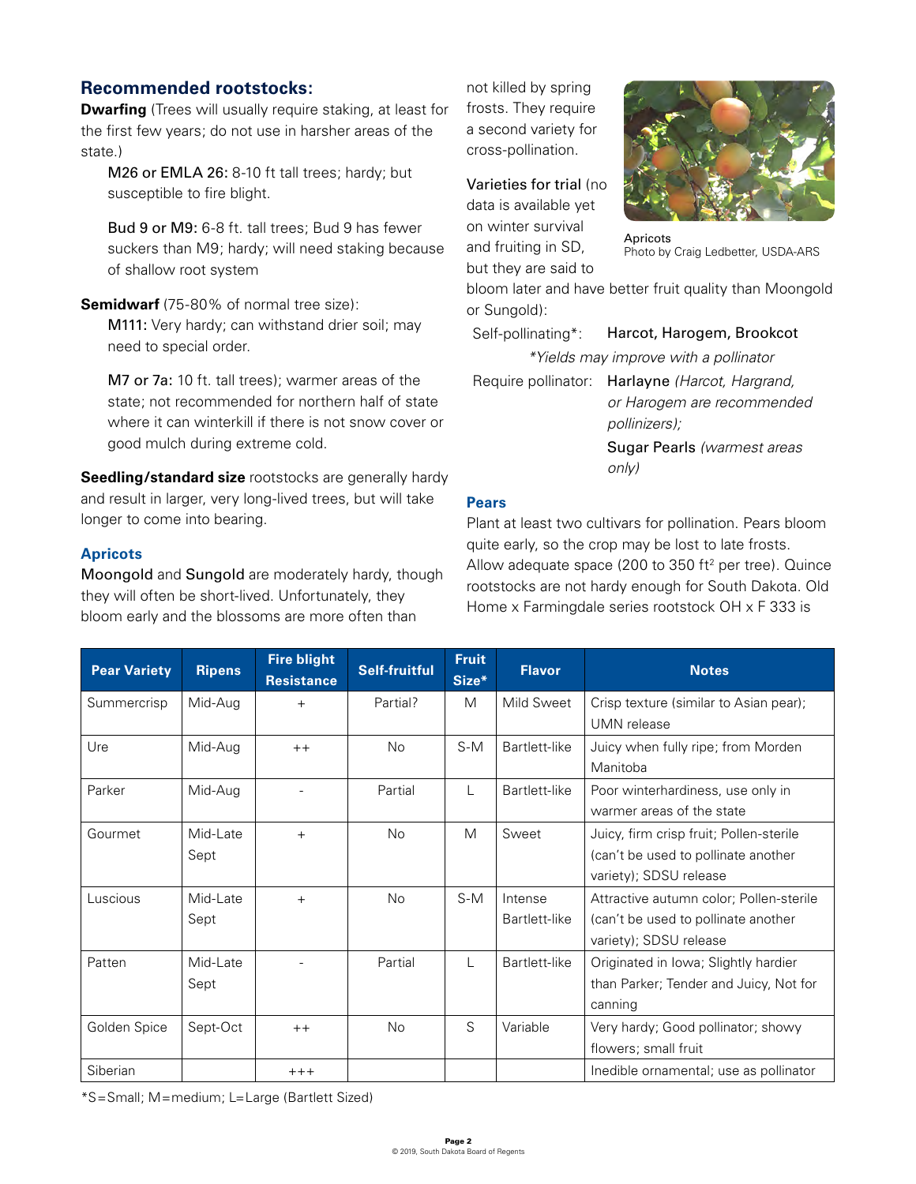## Recommended rootstocks:

**Dwarfing** (Trees will usually require staking, at least for the first few years; do not use in harsher areas of the state.)

M26 or EMLA 26: 8-10 ft tall trees; hardy; but susceptible to fire blight.

Bud 9 or M9: 6-8 ft. tall trees; Bud 9 has fewer suckers than M9; hardy; will need staking because of shallow root system

**Semidwarf** (75-80% of normal tree size):

M111: Very hardy; can withstand drier soil; may need to special order.

M7 or 7a: 10 ft. tall trees); warmer areas of the state; not recommended for northern half of state where it can winterkill if there is not snow cover or good mulch during extreme cold.

**Seedling/standard size** rootstocks are generally hardy and result in larger, very long-lived trees, but will take longer to come into bearing.

### Apricots

Moongold and Sungold are moderately hardy, though they will often be short-lived. Unfortunately, they bloom early and the blossoms are more often than not killed by spring frosts. They require a second variety for cross-pollination.

Apricots
Photo by Craig Ledbetter, USDA-ARS

Varieties for trial (no data is available yet on winter survival and fruiting in SD, but they are said to bloom later and have better fruit quality than Moongold or Sungold):

Self-pollinating*: Harcot, Harogem, Brookcot

*\*Yields may improve with a pollinator*

Require pollinator: Harlayne *(Harcot, Hargrand, or Harogem are recommended pollinizers);*

Sugar Pearls *(warmest areas only)*

### Pears

Plant at least two cultivars for pollination. Pears bloom quite early, so the crop may be lost to late frosts. Allow adequate space (200 to 350 ft$^2$ per tree). Quince rootstocks are not hardy enough for South Dakota. Old Home x Farmingdale series rootstock OH x F 333 is

| Pear Variety | Ripens | Fire blight Resistance | Self-fruitful | Fruit Size* | Flavor | Notes |
|---|---|---|---|---|---|---|
| Summercrisp | Mid-Aug | + | Partial? | M | Mild Sweet | Crisp texture (similar to Asian pear); UMN release |
| Ure | Mid-Aug | ++ | No | S-M | Bartlett-like | Juicy when fully ripe; from Morden Manitoba |
| Parker | Mid-Aug | - | Partial | L | Bartlett-like | Poor winterhardiness, use only in warmer areas of the state |
| Gourmet | Mid-Late Sept | + | No | M | Sweet | Juicy, firm crisp fruit; Pollen-sterile (can't be used to pollinate another variety); SDSU release |
| Luscious | Mid-Late Sept | + | No | S-M | Intense Bartlett-like | Attractive autumn color; Pollen-sterile (can't be used to pollinate another variety); SDSU release |
| Patten | Mid-Late Sept | - | Partial | L | Bartlett-like | Originated in Iowa; Slightly hardier than Parker; Tender and Juicy, Not for canning |
| Golden Spice | Sept-Oct | ++ | No | S | Variable | Very hardy; Good pollinator; showy flowers; small fruit |
| Siberian | | +++ | | | | Inedible ornamental; use as pollinator |

*S=Small; M=medium; L=Large (Bartlett Sized)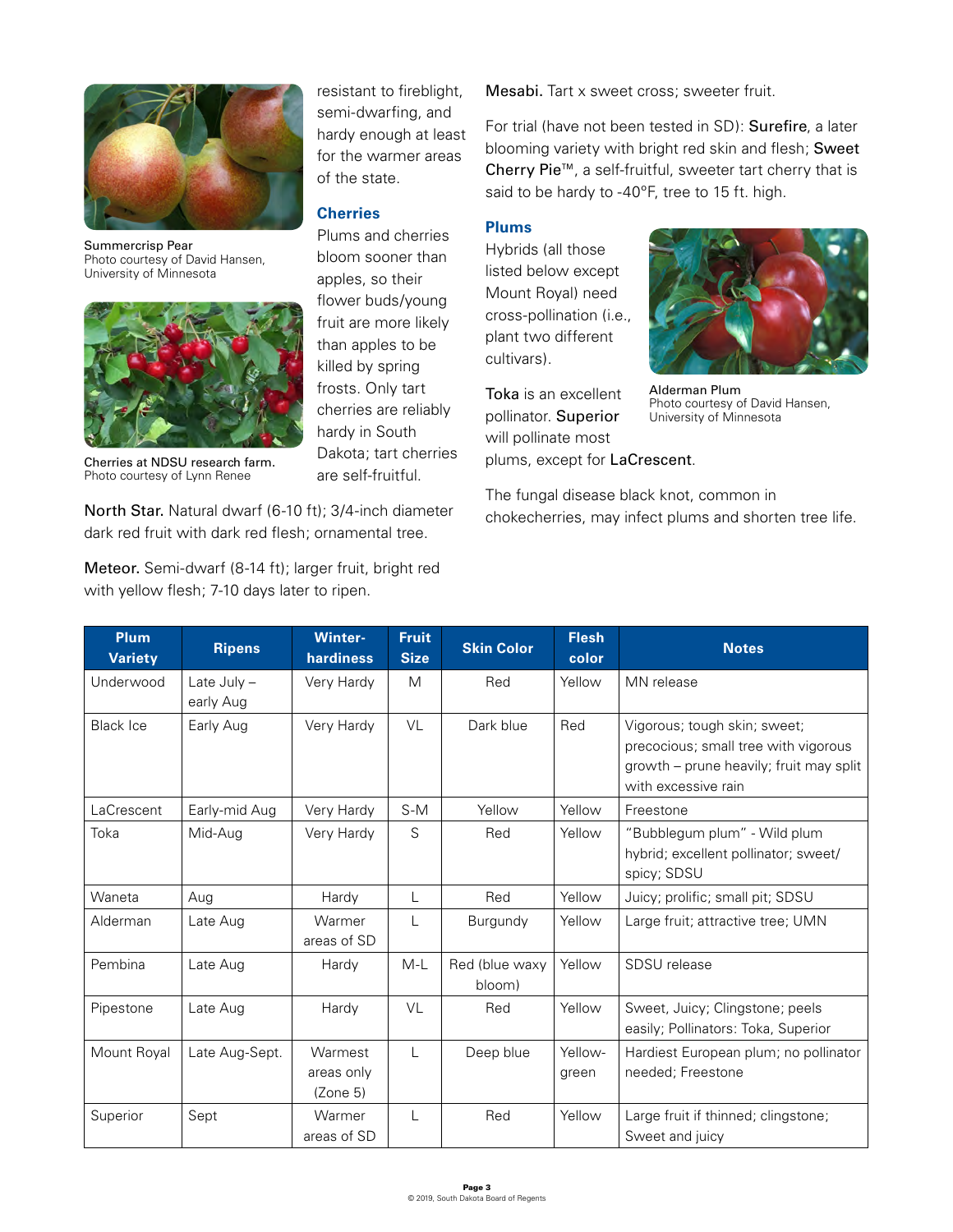Summercrisp Pear
Photo courtesy of David Hansen, University of Minnesota

Cherries at NDSU research farm.
Photo courtesy of Lynn Renee

resistant to fireblight, semi-dwarfing, and hardy enough at least for the warmer areas of the state.

### Cherries

Plums and cherries bloom sooner than apples, so their flower buds/young fruit are more likely than apples to be killed by spring frosts. Only tart cherries are reliably hardy in South Dakota; tart cherries are self-fruitful.

North Star. Natural dwarf (6-10 ft); 3/4-inch diameter dark red fruit with dark red flesh; ornamental tree.

Meteor. Semi-dwarf (8-14 ft); larger fruit, bright red with yellow flesh; 7-10 days later to ripen.

Mesabi. Tart x sweet cross; sweeter fruit.

For trial (have not been tested in SD): Surefire, a later blooming variety with bright red skin and flesh; Sweet Cherry Pie™, a self-fruitful, sweeter tart cherry that is said to be hardy to -40°F, tree to 15 ft. high.

### Plums

Hybrids (all those listed below except Mount Royal) need cross-pollination (i.e., plant two different cultivars).

Toka is an excellent pollinator. Superior will pollinate most plums, except for LaCrescent.

Alderman Plum
Photo courtesy of David Hansen, University of Minnesota

The fungal disease black knot, common in chokecherries, may infect plums and shorten tree life.

| Plum Variety | Ripens | Winter-hardiness | Fruit Size | Skin Color | Flesh color | Notes |
|---|---|---|---|---|---|---|
| Underwood | Late July – early Aug | Very Hardy | M | Red | Yellow | MN release |
| Black Ice | Early Aug | Very Hardy | VL | Dark blue | Red | Vigorous; tough skin; sweet; precocious; small tree with vigorous growth – prune heavily; fruit may split with excessive rain |
| LaCrescent | Early-mid Aug | Very Hardy | S-M | Yellow | Yellow | Freestone |
| Toka | Mid-Aug | Very Hardy | S | Red | Yellow | "Bubblegum plum" - Wild plum hybrid; excellent pollinator; sweet/ spicy; SDSU |
| Waneta | Aug | Hardy | L | Red | Yellow | Juicy; prolific; small pit; SDSU |
| Alderman | Late Aug | Warmer areas of SD | L | Burgundy | Yellow | Large fruit; attractive tree; UMN |
| Pembina | Late Aug | Hardy | M-L | Red (blue waxy bloom) | Yellow | SDSU release |
| Pipestone | Late Aug | Hardy | VL | Red | Yellow | Sweet, Juicy; Clingstone; peels easily; Pollinators: Toka, Superior |
| Mount Royal | Late Aug-Sept. | Warmest areas only (Zone 5) | L | Deep blue | Yellow-green | Hardiest European plum; no pollinator needed; Freestone |
| Superior | Sept | Warmer areas of SD | L | Red | Yellow | Large fruit if thinned; clingstone; Sweet and juicy |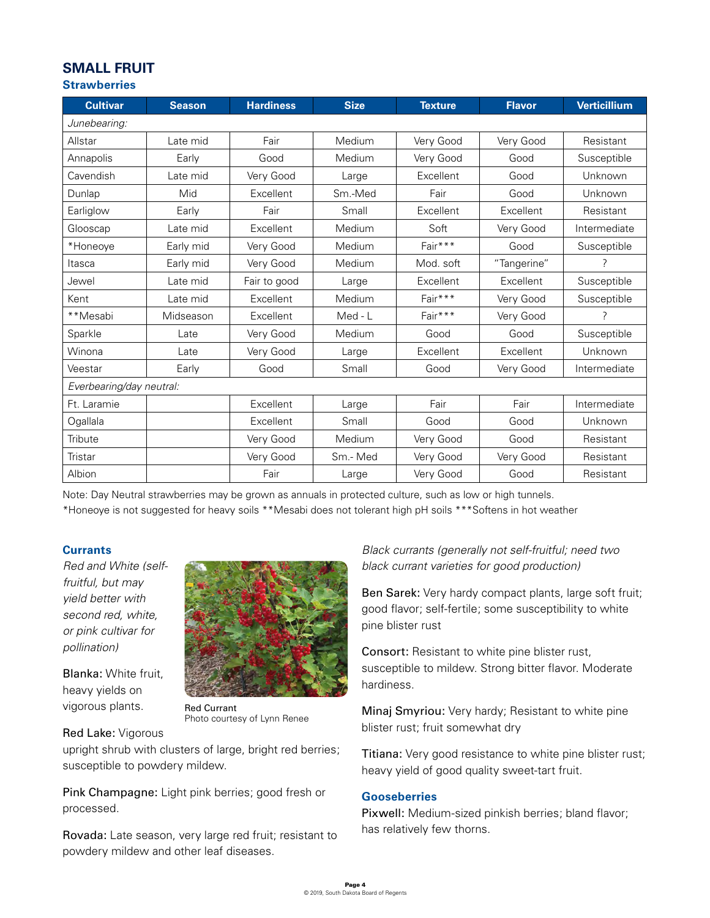# SMALL FRUIT

## Strawberries

| Cultivar | Season | Hardiness | Size | Texture | Flavor | Verticillium |
|---|---|---|---|---|---|---|
| *Junebearing:* | | | | | | |
| Allstar | Late mid | Fair | Medium | Very Good | Very Good | Resistant |
| Annapolis | Early | Good | Medium | Very Good | Good | Susceptible |
| Cavendish | Late mid | Very Good | Large | Excellent | Good | Unknown |
| Dunlap | Mid | Excellent | Sm.-Med | Fair | Good | Unknown |
| Earliglow | Early | Fair | Small | Excellent | Excellent | Resistant |
| Glooscap | Late mid | Excellent | Medium | Soft | Very Good | Intermediate |
| *Honeoye | Early mid | Very Good | Medium | Fair*** | Good | Susceptible |
| Itasca | Early mid | Very Good | Medium | Mod. soft | "Tangerine" | ? |
| Jewel | Late mid | Fair to good | Large | Excellent | Excellent | Susceptible |
| Kent | Late mid | Excellent | Medium | Fair*** | Very Good | Susceptible |
| **Mesabi | Midseason | Excellent | Med - L | Fair*** | Very Good | ? |
| Sparkle | Late | Very Good | Medium | Good | Good | Susceptible |
| Winona | Late | Very Good | Large | Excellent | Excellent | Unknown |
| Veestar | Early | Good | Small | Good | Very Good | Intermediate |
| *Everbearing/day neutral:* | | | | | | |
| Ft. Laramie | | Excellent | Large | Fair | Fair | Intermediate |
| Ogallala | | Excellent | Small | Good | Good | Unknown |
| Tribute | | Very Good | Medium | Very Good | Good | Resistant |
| Tristar | | Very Good | Sm.- Med | Very Good | Very Good | Resistant |
| Albion | | Fair | Large | Very Good | Good | Resistant |

Note: Day Neutral strawberries may be grown as annuals in protected culture, such as low or high tunnels.

*Honeoye is not suggested for heavy soils **Mesabi does not tolerant high pH soils ***Softens in hot weather

## Currants

*Red and White (self-fruitful, but may yield better with second red, white, or pink cultivar for pollination)*

Blanka: White fruit, heavy yields on vigorous plants.

Red Currant
Photo courtesy of Lynn Renee

Red Lake: Vigorous upright shrub with clusters of large, bright red berries; susceptible to powdery mildew.

Pink Champagne: Light pink berries; good fresh or processed.

Rovada: Late season, very large red fruit; resistant to powdery mildew and other leaf diseases.

*Black currants (generally not self-fruitful; need two black currant varieties for good production)*

Ben Sarek: Very hardy compact plants, large soft fruit; good flavor; self-fertile; some susceptibility to white pine blister rust

Consort: Resistant to white pine blister rust, susceptible to mildew. Strong bitter flavor. Moderate hardiness.

Minaj Smyriou: Very hardy; Resistant to white pine blister rust; fruit somewhat dry

Titiana: Very good resistance to white pine blister rust; heavy yield of good quality sweet-tart fruit.

## Gooseberries

Pixwell: Medium-sized pinkish berries; bland flavor; has relatively few thorns.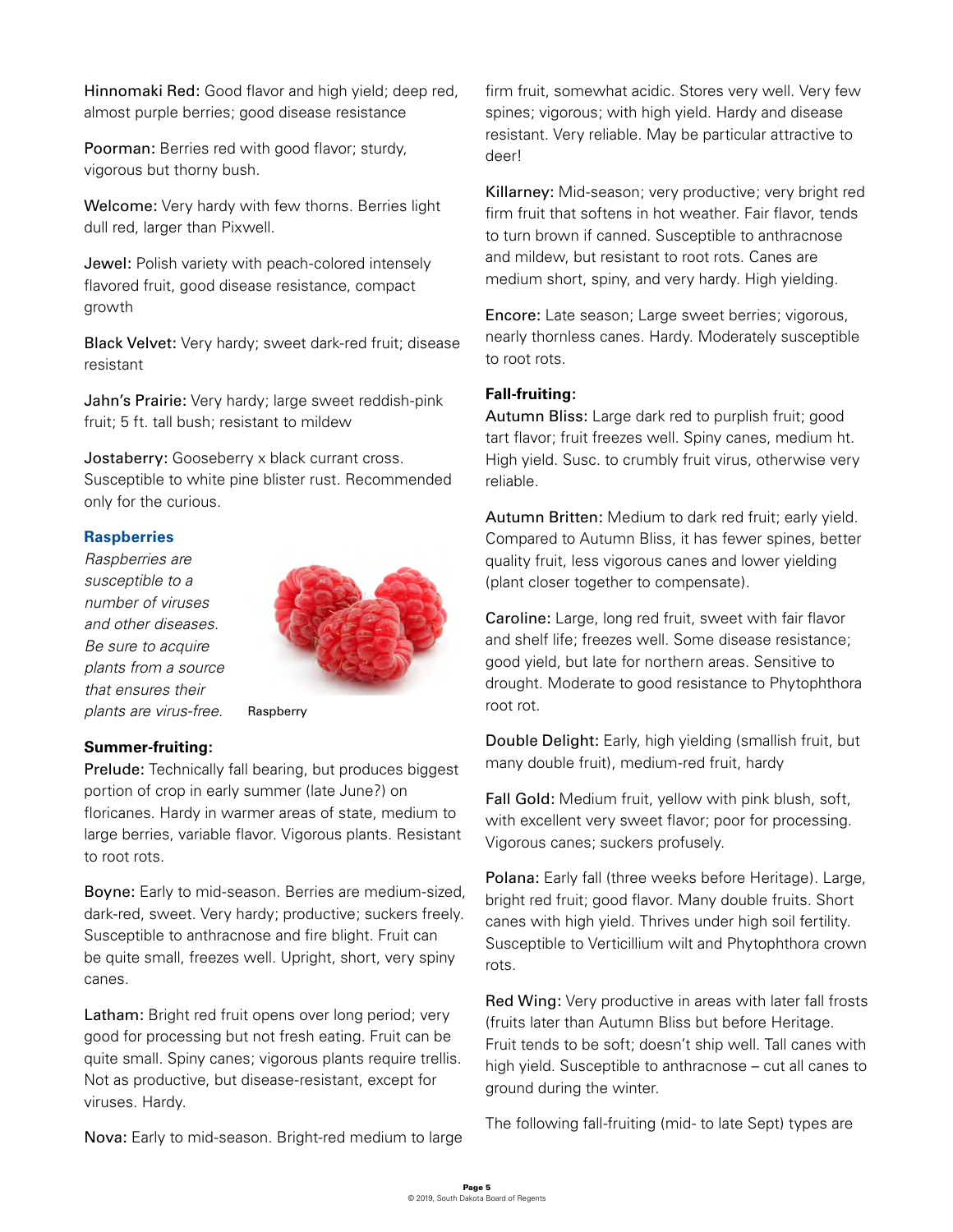**Hinnomaki Red:** Good flavor and high yield; deep red, almost purple berries; good disease resistance

**Poorman:** Berries red with good flavor; sturdy, vigorous but thorny bush.

**Welcome:** Very hardy with few thorns. Berries light dull red, larger than Pixwell.

**Jewel:** Polish variety with peach-colored intensely flavored fruit, good disease resistance, compact growth

**Black Velvet:** Very hardy; sweet dark-red fruit; disease resistant

**Jahn's Prairie:** Very hardy; large sweet reddish-pink fruit; 5 ft. tall bush; resistant to mildew

**Jostaberry:** Gooseberry x black currant cross. Susceptible to white pine blister rust. Recommended only for the curious.

## Raspberries

*Raspberries are susceptible to a number of viruses and other diseases. Be sure to acquire plants from a source that ensures their plants are virus-free.*

Raspberry

### Summer-fruiting:

**Prelude:** Technically fall bearing, but produces biggest portion of crop in early summer (late June?) on floricanes. Hardy in warmer areas of state, medium to large berries, variable flavor. Vigorous plants. Resistant to root rots.

**Boyne:** Early to mid-season. Berries are medium-sized, dark-red, sweet. Very hardy; productive; suckers freely. Susceptible to anthracnose and fire blight. Fruit can be quite small, freezes well. Upright, short, very spiny canes.

**Latham:** Bright red fruit opens over long period; very good for processing but not fresh eating. Fruit can be quite small. Spiny canes; vigorous plants require trellis. Not as productive, but disease-resistant, except for viruses. Hardy.

**Nova:** Early to mid-season. Bright-red medium to large firm fruit, somewhat acidic. Stores very well. Very few spines; vigorous; with high yield. Hardy and disease resistant. Very reliable. May be particular attractive to deer!

**Killarney:** Mid-season; very productive; very bright red firm fruit that softens in hot weather. Fair flavor, tends to turn brown if canned. Susceptible to anthracnose and mildew, but resistant to root rots. Canes are medium short, spiny, and very hardy. High yielding.

**Encore:** Late season; Large sweet berries; vigorous, nearly thornless canes. Hardy. Moderately susceptible to root rots.

### Fall-fruiting:

**Autumn Bliss:** Large dark red to purplish fruit; good tart flavor; fruit freezes well. Spiny canes, medium ht. High yield. Susc. to crumbly fruit virus, otherwise very reliable.

**Autumn Britten:** Medium to dark red fruit; early yield. Compared to Autumn Bliss, it has fewer spines, better quality fruit, less vigorous canes and lower yielding (plant closer together to compensate).

**Caroline:** Large, long red fruit, sweet with fair flavor and shelf life; freezes well. Some disease resistance; good yield, but late for northern areas. Sensitive to drought. Moderate to good resistance to Phytophthora root rot.

**Double Delight:** Early, high yielding (smallish fruit, but many double fruit), medium-red fruit, hardy

**Fall Gold:** Medium fruit, yellow with pink blush, soft, with excellent very sweet flavor; poor for processing. Vigorous canes; suckers profusely.

**Polana:** Early fall (three weeks before Heritage). Large, bright red fruit; good flavor. Many double fruits. Short canes with high yield. Thrives under high soil fertility. Susceptible to Verticillium wilt and Phytophthora crown rots.

**Red Wing:** Very productive in areas with later fall frosts (fruits later than Autumn Bliss but before Heritage. Fruit tends to be soft; doesn't ship well. Tall canes with high yield. Susceptible to anthracnose – cut all canes to ground during the winter.

The following fall-fruiting (mid- to late Sept) types are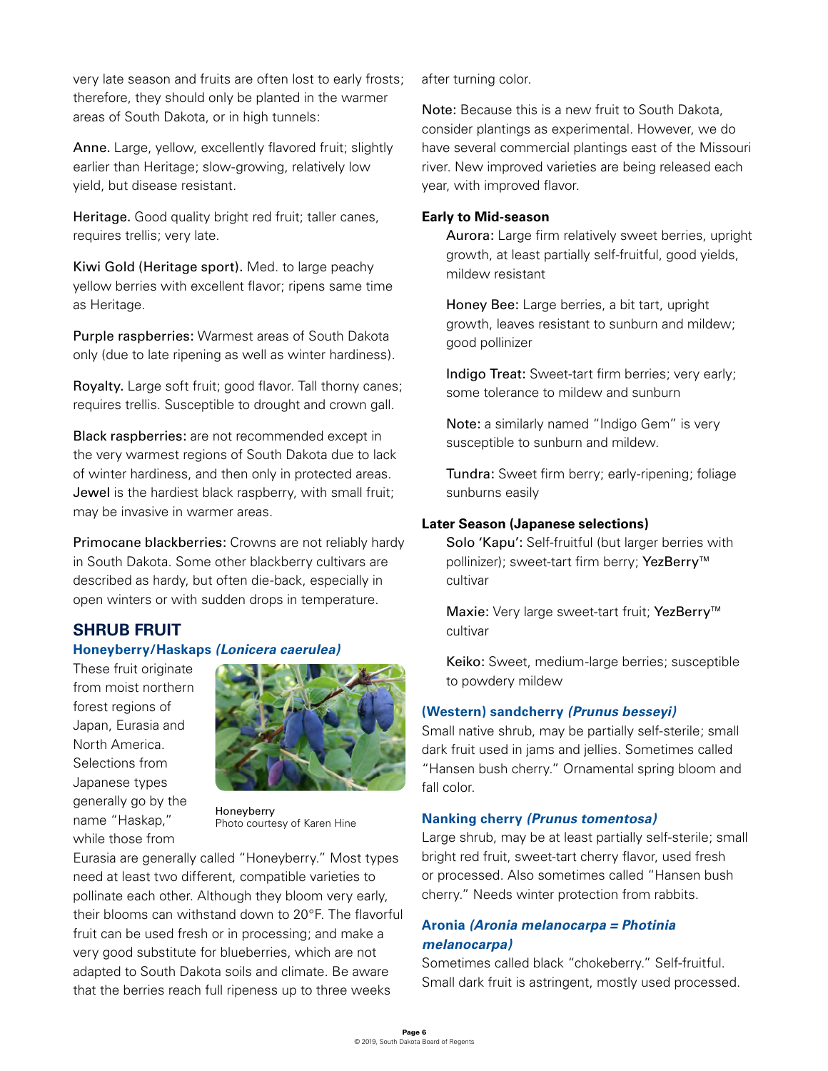very late season and fruits are often lost to early frosts; therefore, they should only be planted in the warmer areas of South Dakota, or in high tunnels:

Anne. Large, yellow, excellently flavored fruit; slightly earlier than Heritage; slow-growing, relatively low yield, but disease resistant.

Heritage. Good quality bright red fruit; taller canes, requires trellis; very late.

Kiwi Gold (Heritage sport). Med. to large peachy yellow berries with excellent flavor; ripens same time as Heritage.

Purple raspberries: Warmest areas of South Dakota only (due to late ripening as well as winter hardiness).

Royalty. Large soft fruit; good flavor. Tall thorny canes; requires trellis. Susceptible to drought and crown gall.

Black raspberries: are not recommended except in the very warmest regions of South Dakota due to lack of winter hardiness, and then only in protected areas. Jewel is the hardiest black raspberry, with small fruit; may be invasive in warmer areas.

Primocane blackberries: Crowns are not reliably hardy in South Dakota. Some other blackberry cultivars are described as hardy, but often die-back, especially in open winters or with sudden drops in temperature.

## SHRUB FRUIT

### Honeyberry/Haskaps *(Lonicera caerulea)*

These fruit originate from moist northern forest regions of Japan, Eurasia and North America. Selections from Japanese types generally go by the name "Haskap," while those from Eurasia are generally called "Honeyberry." Most types need at least two different, compatible varieties to pollinate each other. Although they bloom very early, their blooms can withstand down to 20°F. The flavorful fruit can be used fresh or in processing; and make a very good substitute for blueberries, which are not adapted to South Dakota soils and climate. Be aware that the berries reach full ripeness up to three weeks after turning color.

Honeyberry
Photo courtesy of Karen Hine

Note: Because this is a new fruit to South Dakota, consider plantings as experimental. However, we do have several commercial plantings east of the Missouri river. New improved varieties are being released each year, with improved flavor.

**Early to Mid-season**

Aurora: Large firm relatively sweet berries, upright growth, at least partially self-fruitful, good yields, mildew resistant

Honey Bee: Large berries, a bit tart, upright growth, leaves resistant to sunburn and mildew; good pollinizer

Indigo Treat: Sweet-tart firm berries; very early; some tolerance to mildew and sunburn

Note: a similarly named "Indigo Gem" is very susceptible to sunburn and mildew.

Tundra: Sweet firm berry; early-ripening; foliage sunburns easily

**Later Season (Japanese selections)**

Solo 'Kapu': Self-fruitful (but larger berries with pollinizer); sweet-tart firm berry; YezBerry™ cultivar

Maxie: Very large sweet-tart fruit; YezBerry™ cultivar

Keiko: Sweet, medium-large berries; susceptible to powdery mildew

### (Western) sandcherry *(Prunus besseyi)*

Small native shrub, may be partially self-sterile; small dark fruit used in jams and jellies. Sometimes called "Hansen bush cherry." Ornamental spring bloom and fall color.

### Nanking cherry *(Prunus tomentosa)*

Large shrub, may be at least partially self-sterile; small bright red fruit, sweet-tart cherry flavor, used fresh or processed. Also sometimes called "Hansen bush cherry." Needs winter protection from rabbits.

### Aronia *(Aronia melanocarpa = Photinia melanocarpa)*

Sometimes called black "chokeberry." Self-fruitful. Small dark fruit is astringent, mostly used processed.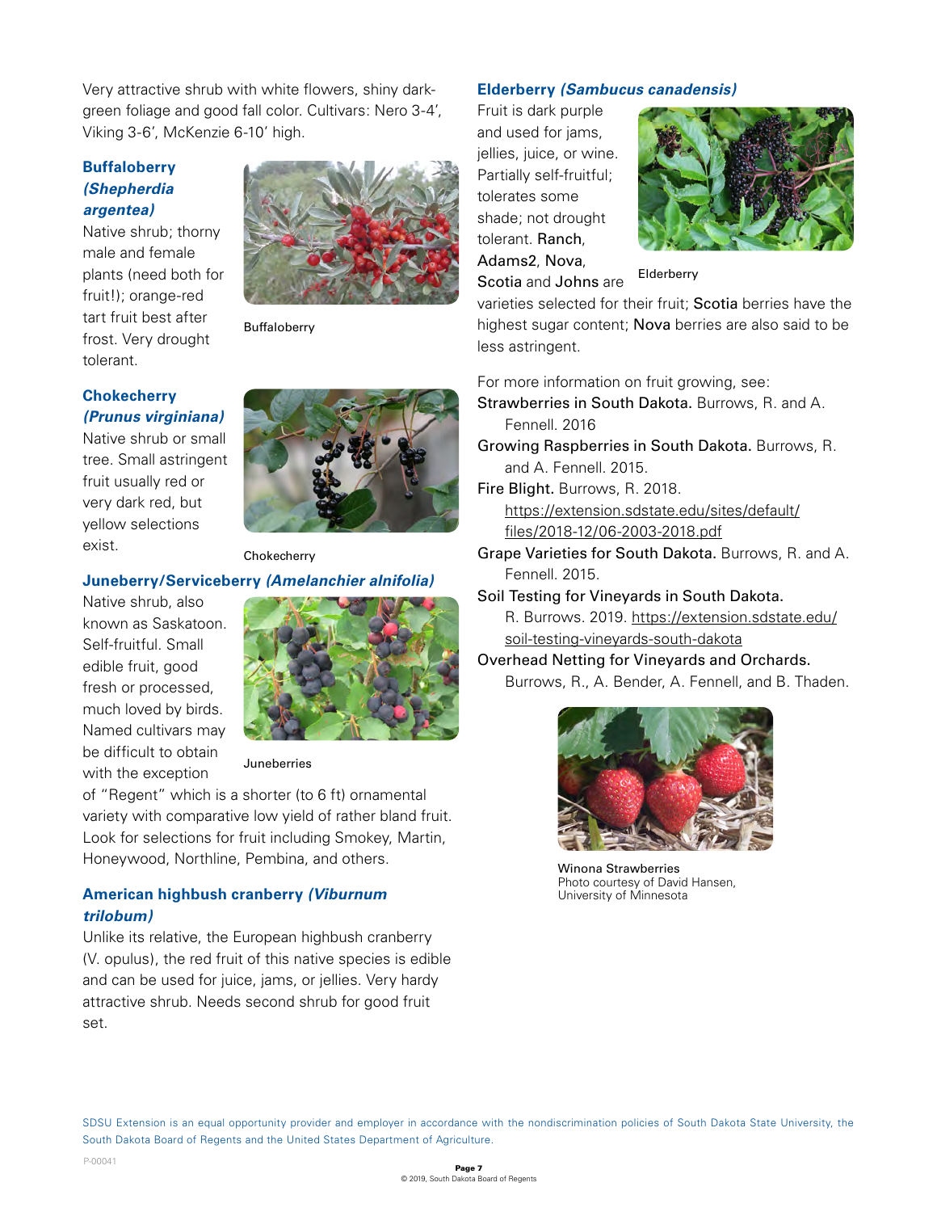Very attractive shrub with white flowers, shiny dark-green foliage and good fall color. Cultivars: Nero 3-4', Viking 3-6', McKenzie 6-10' high.

### Buffaloberry *(Shepherdia argentea)*

Native shrub; thorny male and female plants (need both for fruit!); orange-red tart fruit best after frost. Very drought tolerant.

Buffaloberry

### Chokecherry *(Prunus virginiana)*

Native shrub or small tree. Small astringent fruit usually red or very dark red, but yellow selections exist.

Chokecherry

### Juneberry/Serviceberry *(Amelanchier alnifolia)*

Native shrub, also known as Saskatoon. Self-fruitful. Small edible fruit, good fresh or processed, much loved by birds. Named cultivars may be difficult to obtain with the exception of "Regent" which is a shorter (to 6 ft) ornamental variety with comparative low yield of rather bland fruit. Look for selections for fruit including Smokey, Martin, Honeywood, Northline, Pembina, and others.

Juneberries

### American highbush cranberry *(Viburnum trilobum)*

Unlike its relative, the European highbush cranberry (V. opulus), the red fruit of this native species is edible and can be used for juice, jams, or jellies. Very hardy attractive shrub. Needs second shrub for good fruit set.

### Elderberry *(Sambucus canadensis)*

Fruit is dark purple and used for jams, jellies, juice, or wine. Partially self-fruitful; tolerates some shade; not drought tolerant. Ranch, Adams2, Nova, Scotia and Johns are varieties selected for their fruit; Scotia berries have the highest sugar content; Nova berries are also said to be less astringent.

Elderberry

For more information on fruit growing, see:

Strawberries in South Dakota. Burrows, R. and A. Fennell. 2016

Growing Raspberries in South Dakota. Burrows, R. and A. Fennell. 2015.

Fire Blight. Burrows, R. 2018. https://extension.sdstate.edu/sites/default/files/2018-12/06-2003-2018.pdf

Grape Varieties for South Dakota. Burrows, R. and A. Fennell. 2015.

Soil Testing for Vineyards in South Dakota. R. Burrows. 2019. https://extension.sdstate.edu/soil-testing-vineyards-south-dakota

Overhead Netting for Vineyards and Orchards. Burrows, R., A. Bender, A. Fennell, and B. Thaden.

Winona Strawberries
Photo courtesy of David Hansen, University of Minnesota

SDSU Extension is an equal opportunity provider and employer in accordance with the nondiscrimination policies of South Dakota State University, the South Dakota Board of Regents and the United States Department of Agriculture.

P-00041

© 2019, South Dakota Board of Regents